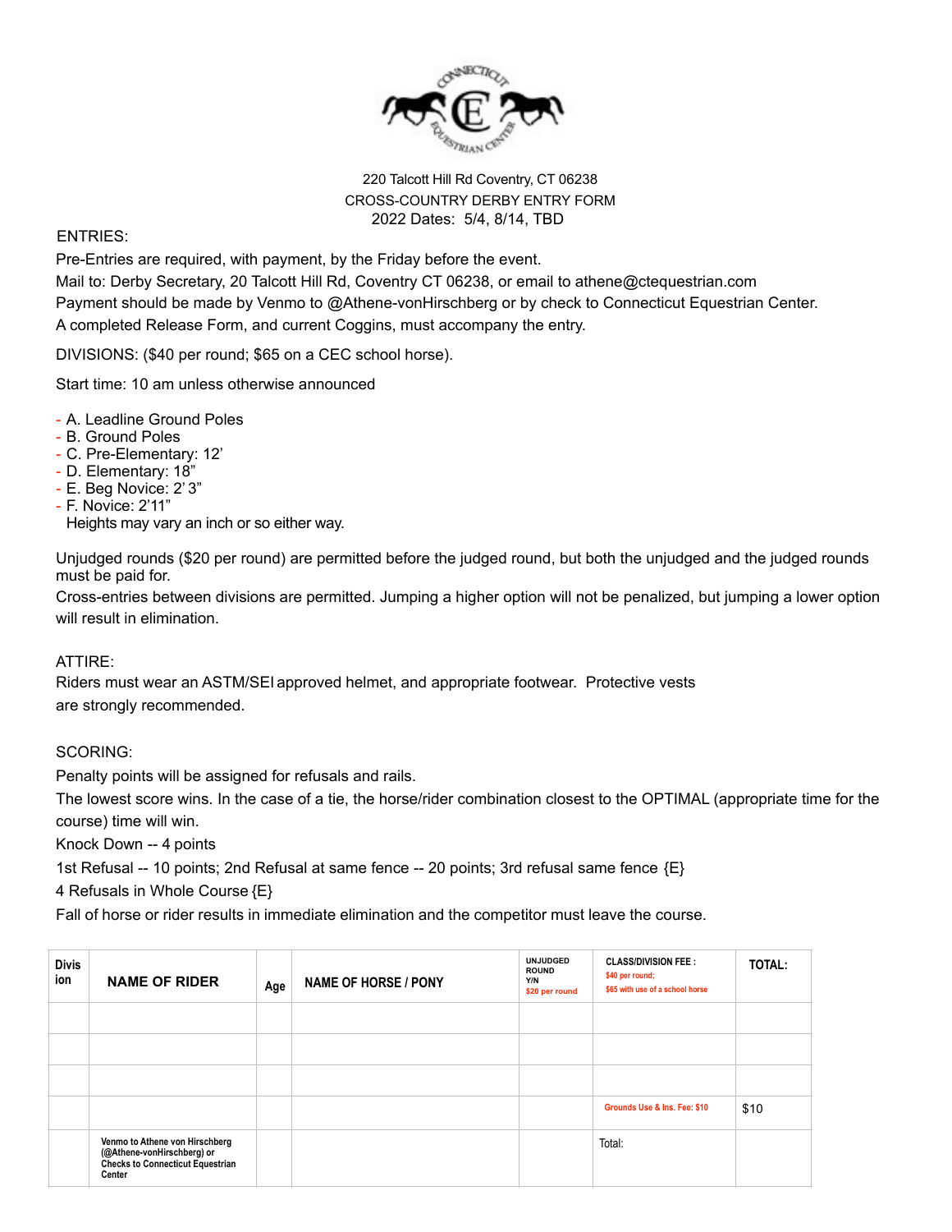220 Talcott Hill Rd Coventry, CT 06238

CROSS-COUNTRY DERBY ENTRY FORM

2022 Dates: 5/4, 8/14, TBD

ENTRIES:

Pre-Entries are required, with payment, by the Friday before the event.

Mail to: Derby Secretary, 20 Talcott Hill Rd, Coventry CT 06238, or email to athene@ctequestrian.com

Payment should be made by Venmo to @Athene-vonHirschberg or by check to Connecticut Equestrian Center.

A completed Release Form, and current Coggins, must accompany the entry.

DIVISIONS: ($40 per round; $65 on a CEC school horse).

Start time: 10 am unless otherwise announced

- A. Leadline Ground Poles
- B. Ground Poles
- C. Pre-Elementary: 12'
- D. Elementary: 18"
- E. Beg Novice: 2' 3"
- F. Novice: 2'11"

  Heights may vary an inch or so either way.

Unjudged rounds ($20 per round) are permitted before the judged round, but both the unjudged and the judged rounds must be paid for.

Cross-entries between divisions are permitted. Jumping a higher option will not be penalized, but jumping a lower option will result in elimination.

ATTIRE:

Riders must wear an ASTM/SEI approved helmet, and appropriate footwear. Protective vests are strongly recommended.

SCORING:

Penalty points will be assigned for refusals and rails.

The lowest score wins. In the case of a tie, the horse/rider combination closest to the OPTIMAL (appropriate time for the course) time will win.

Knock Down -- 4 points

1st Refusal -- 10 points; 2nd Refusal at same fence -- 20 points; 3rd refusal same fence {E}

4 Refusals in Whole Course {E}

Fall of horse or rider results in immediate elimination and the competitor must leave the course.

| Division | NAME OF RIDER | Age | NAME OF HORSE / PONY | UNJUDGED ROUND Y/N $20 per round | CLASS/DIVISION FEE : $40 per round; $65 with use of a school horse | TOTAL: |
|---|---|---|---|---|---|---|
| | | | | | | |
| | | | | | | |
| | | | | | | |
| | | | | | Grounds Use & Ins. Fee: $10 | $10 |
| | Venmo to Athene von Hirschberg (@Athene-vonHirschberg) or Checks to Connecticut Equestrian Center | | | | Total: | |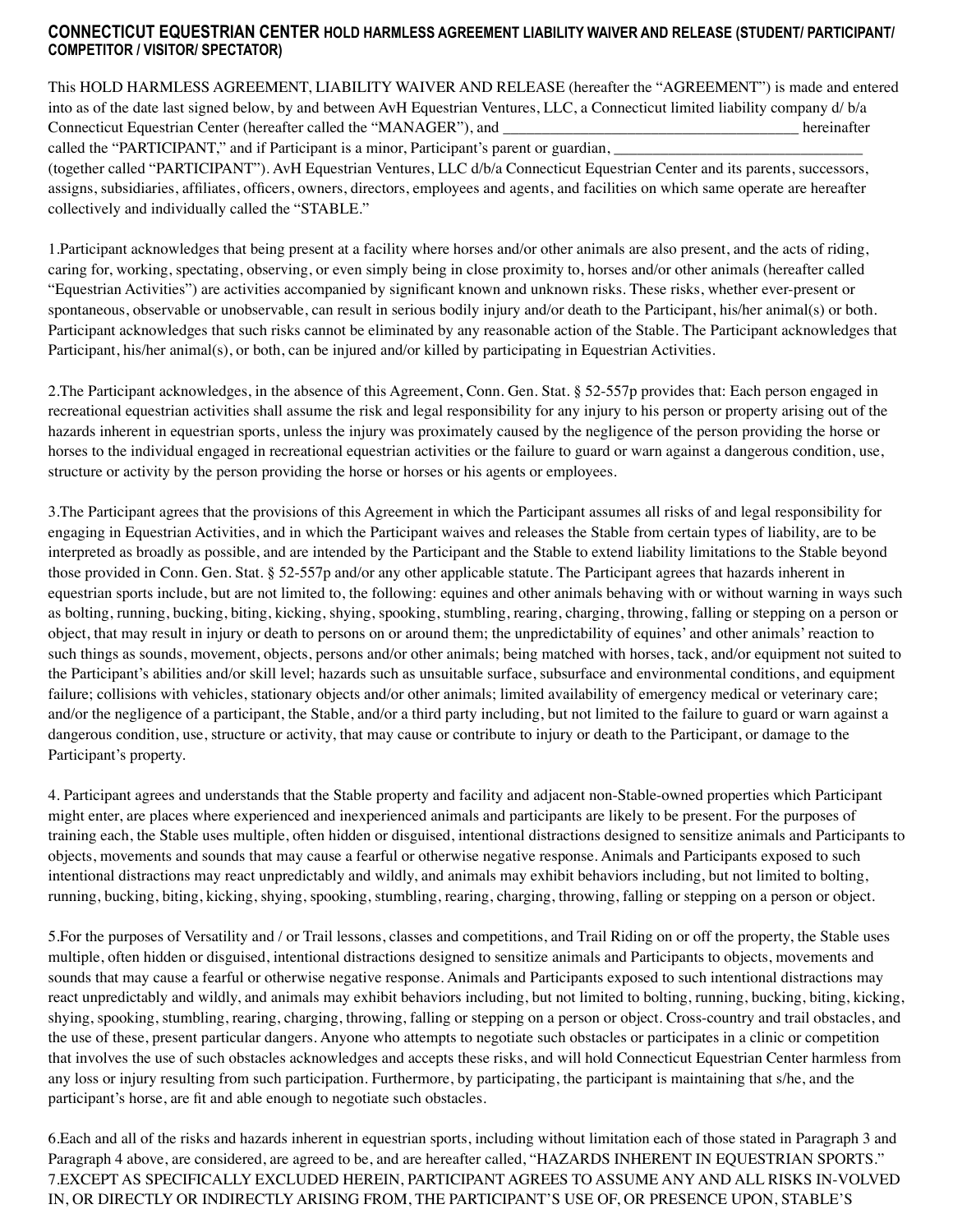## CONNECTICUT EQUESTRIAN CENTER HOLD HARMLESS AGREEMENT LIABILITY WAIVER AND RELEASE (STUDENT/ PARTICIPANT/ COMPETITOR / VISITOR/ SPECTATOR)

This HOLD HARMLESS AGREEMENT, LIABILITY WAIVER AND RELEASE (hereafter the "AGREEMENT") is made and entered into as of the date last signed below, by and between AvH Equestrian Ventures, LLC, a Connecticut limited liability company d/ b/a Connecticut Equestrian Center (hereafter called the "MANAGER"), and ______________________________________ hereinafter called the "PARTICIPANT," and if Participant is a minor, Participant's parent or guardian, ________________________________ (together called "PARTICIPANT"). AvH Equestrian Ventures, LLC d/b/a Connecticut Equestrian Center and its parents, successors, assigns, subsidiaries, affiliates, officers, owners, directors, employees and agents, and facilities on which same operate are hereafter collectively and individually called the "STABLE."

1.Participant acknowledges that being present at a facility where horses and/or other animals are also present, and the acts of riding, caring for, working, spectating, observing, or even simply being in close proximity to, horses and/or other animals (hereafter called "Equestrian Activities") are activities accompanied by significant known and unknown risks. These risks, whether ever-present or spontaneous, observable or unobservable, can result in serious bodily injury and/or death to the Participant, his/her animal(s) or both. Participant acknowledges that such risks cannot be eliminated by any reasonable action of the Stable. The Participant acknowledges that Participant, his/her animal(s), or both, can be injured and/or killed by participating in Equestrian Activities.

2.The Participant acknowledges, in the absence of this Agreement, Conn. Gen. Stat. § 52-557p provides that: Each person engaged in recreational equestrian activities shall assume the risk and legal responsibility for any injury to his person or property arising out of the hazards inherent in equestrian sports, unless the injury was proximately caused by the negligence of the person providing the horse or horses to the individual engaged in recreational equestrian activities or the failure to guard or warn against a dangerous condition, use, structure or activity by the person providing the horse or horses or his agents or employees.

3.The Participant agrees that the provisions of this Agreement in which the Participant assumes all risks of and legal responsibility for engaging in Equestrian Activities, and in which the Participant waives and releases the Stable from certain types of liability, are to be interpreted as broadly as possible, and are intended by the Participant and the Stable to extend liability limitations to the Stable beyond those provided in Conn. Gen. Stat. § 52-557p and/or any other applicable statute. The Participant agrees that hazards inherent in equestrian sports include, but are not limited to, the following: equines and other animals behaving with or without warning in ways such as bolting, running, bucking, biting, kicking, shying, spooking, stumbling, rearing, charging, throwing, falling or stepping on a person or object, that may result in injury or death to persons on or around them; the unpredictability of equines' and other animals' reaction to such things as sounds, movement, objects, persons and/or other animals; being matched with horses, tack, and/or equipment not suited to the Participant's abilities and/or skill level; hazards such as unsuitable surface, subsurface and environmental conditions, and equipment failure; collisions with vehicles, stationary objects and/or other animals; limited availability of emergency medical or veterinary care; and/or the negligence of a participant, the Stable, and/or a third party including, but not limited to the failure to guard or warn against a dangerous condition, use, structure or activity, that may cause or contribute to injury or death to the Participant, or damage to the Participant's property.

4. Participant agrees and understands that the Stable property and facility and adjacent non-Stable-owned properties which Participant might enter, are places where experienced and inexperienced animals and participants are likely to be present. For the purposes of training each, the Stable uses multiple, often hidden or disguised, intentional distractions designed to sensitize animals and Participants to objects, movements and sounds that may cause a fearful or otherwise negative response. Animals and Participants exposed to such intentional distractions may react unpredictably and wildly, and animals may exhibit behaviors including, but not limited to bolting, running, bucking, biting, kicking, shying, spooking, stumbling, rearing, charging, throwing, falling or stepping on a person or object.

5.For the purposes of Versatility and / or Trail lessons, classes and competitions, and Trail Riding on or off the property, the Stable uses multiple, often hidden or disguised, intentional distractions designed to sensitize animals and Participants to objects, movements and sounds that may cause a fearful or otherwise negative response. Animals and Participants exposed to such intentional distractions may react unpredictably and wildly, and animals may exhibit behaviors including, but not limited to bolting, running, bucking, biting, kicking, shying, spooking, stumbling, rearing, charging, throwing, falling or stepping on a person or object. Cross-country and trail obstacles, and the use of these, present particular dangers. Anyone who attempts to negotiate such obstacles or participates in a clinic or competition that involves the use of such obstacles acknowledges and accepts these risks, and will hold Connecticut Equestrian Center harmless from any loss or injury resulting from such participation. Furthermore, by participating, the participant is maintaining that s/he, and the participant's horse, are fit and able enough to negotiate such obstacles.

6.Each and all of the risks and hazards inherent in equestrian sports, including without limitation each of those stated in Paragraph 3 and Paragraph 4 above, are considered, are agreed to be, and are hereafter called, "HAZARDS INHERENT IN EQUESTRIAN SPORTS."
7.EXCEPT AS SPECIFICALLY EXCLUDED HEREIN, PARTICIPANT AGREES TO ASSUME ANY AND ALL RISKS IN-VOLVED IN, OR DIRECTLY OR INDIRECTLY ARISING FROM, THE PARTICIPANT'S USE OF, OR PRESENCE UPON, STABLE'S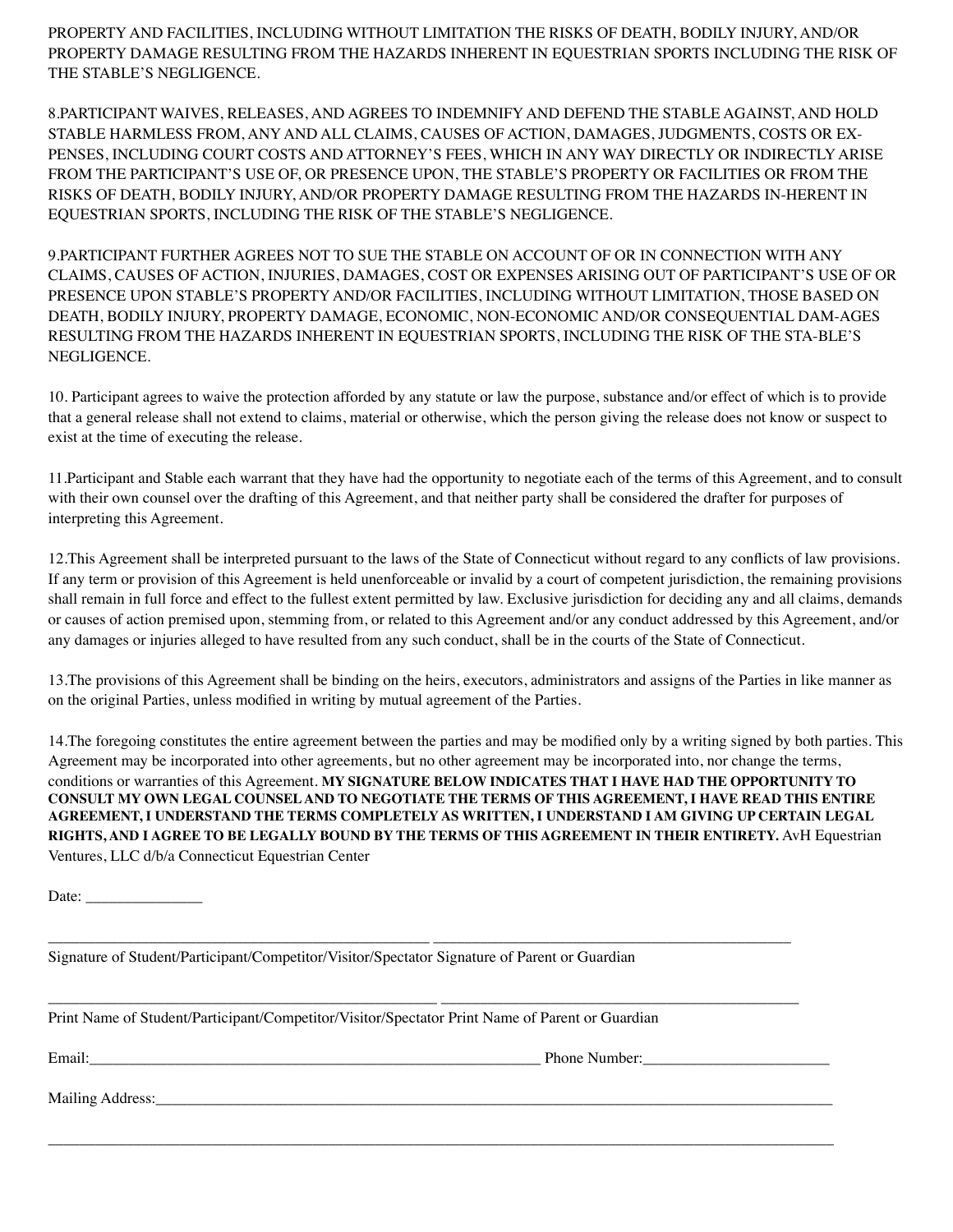PROPERTY AND FACILITIES, INCLUDING WITHOUT LIMITATION THE RISKS OF DEATH, BODILY INJURY, AND/OR PROPERTY DAMAGE RESULTING FROM THE HAZARDS INHERENT IN EQUESTRIAN SPORTS INCLUDING THE RISK OF THE STABLE'S NEGLIGENCE.

8.PARTICIPANT WAIVES, RELEASES, AND AGREES TO INDEMNIFY AND DEFEND THE STABLE AGAINST, AND HOLD STABLE HARMLESS FROM, ANY AND ALL CLAIMS, CAUSES OF ACTION, DAMAGES, JUDGMENTS, COSTS OR EX-PENSES, INCLUDING COURT COSTS AND ATTORNEY'S FEES, WHICH IN ANY WAY DIRECTLY OR INDIRECTLY ARISE FROM THE PARTICIPANT'S USE OF, OR PRESENCE UPON, THE STABLE'S PROPERTY OR FACILITIES OR FROM THE RISKS OF DEATH, BODILY INJURY, AND/OR PROPERTY DAMAGE RESULTING FROM THE HAZARDS IN-HERENT IN EQUESTRIAN SPORTS, INCLUDING THE RISK OF THE STABLE'S NEGLIGENCE.

9.PARTICIPANT FURTHER AGREES NOT TO SUE THE STABLE ON ACCOUNT OF OR IN CONNECTION WITH ANY CLAIMS, CAUSES OF ACTION, INJURIES, DAMAGES, COST OR EXPENSES ARISING OUT OF PARTICIPANT'S USE OF OR PRESENCE UPON STABLE'S PROPERTY AND/OR FACILITIES, INCLUDING WITHOUT LIMITATION, THOSE BASED ON DEATH, BODILY INJURY, PROPERTY DAMAGE, ECONOMIC, NON-ECONOMIC AND/OR CONSEQUENTIAL DAM-AGES RESULTING FROM THE HAZARDS INHERENT IN EQUESTRIAN SPORTS, INCLUDING THE RISK OF THE STA-BLE'S NEGLIGENCE.

10. Participant agrees to waive the protection afforded by any statute or law the purpose, substance and/or effect of which is to provide that a general release shall not extend to claims, material or otherwise, which the person giving the release does not know or suspect to exist at the time of executing the release.

11.Participant and Stable each warrant that they have had the opportunity to negotiate each of the terms of this Agreement, and to consult with their own counsel over the drafting of this Agreement, and that neither party shall be considered the drafter for purposes of interpreting this Agreement.

12.This Agreement shall be interpreted pursuant to the laws of the State of Connecticut without regard to any conflicts of law provisions. If any term or provision of this Agreement is held unenforceable or invalid by a court of competent jurisdiction, the remaining provisions shall remain in full force and effect to the fullest extent permitted by law. Exclusive jurisdiction for deciding any and all claims, demands or causes of action premised upon, stemming from, or related to this Agreement and/or any conduct addressed by this Agreement, and/or any damages or injuries alleged to have resulted from any such conduct, shall be in the courts of the State of Connecticut.

13.The provisions of this Agreement shall be binding on the heirs, executors, administrators and assigns of the Parties in like manner as on the original Parties, unless modified in writing by mutual agreement of the Parties.

14.The foregoing constitutes the entire agreement between the parties and may be modified only by a writing signed by both parties. This Agreement may be incorporated into other agreements, but no other agreement may be incorporated into, nor change the terms, conditions or warranties of this Agreement. **MY SIGNATURE BELOW INDICATES THAT I HAVE HAD THE OPPORTUNITY TO CONSULT MY OWN LEGAL COUNSEL AND TO NEGOTIATE THE TERMS OF THIS AGREEMENT, I HAVE READ THIS ENTIRE AGREEMENT, I UNDERSTAND THE TERMS COMPLETELY AS WRITTEN, I UNDERSTAND I AM GIVING UP CERTAIN LEGAL RIGHTS, AND I AGREE TO BE LEGALLY BOUND BY THE TERMS OF THIS AGREEMENT IN THEIR ENTIRETY.** AvH Equestrian Ventures, LLC d/b/a Connecticut Equestrian Center

Date: _______________

_______________________________________________ _______________________________________________

Signature of Student/Participant/Competitor/Visitor/Spectator Signature of Parent or Guardian

_______________________________________________ _______________________________________________

Print Name of Student/Participant/Competitor/Visitor/Spectator Print Name of Parent or Guardian

Email:_______________________________________________ Phone Number:_________________________

Mailing Address:_________________________________________________________________________

_____________________________________________________________________________________________